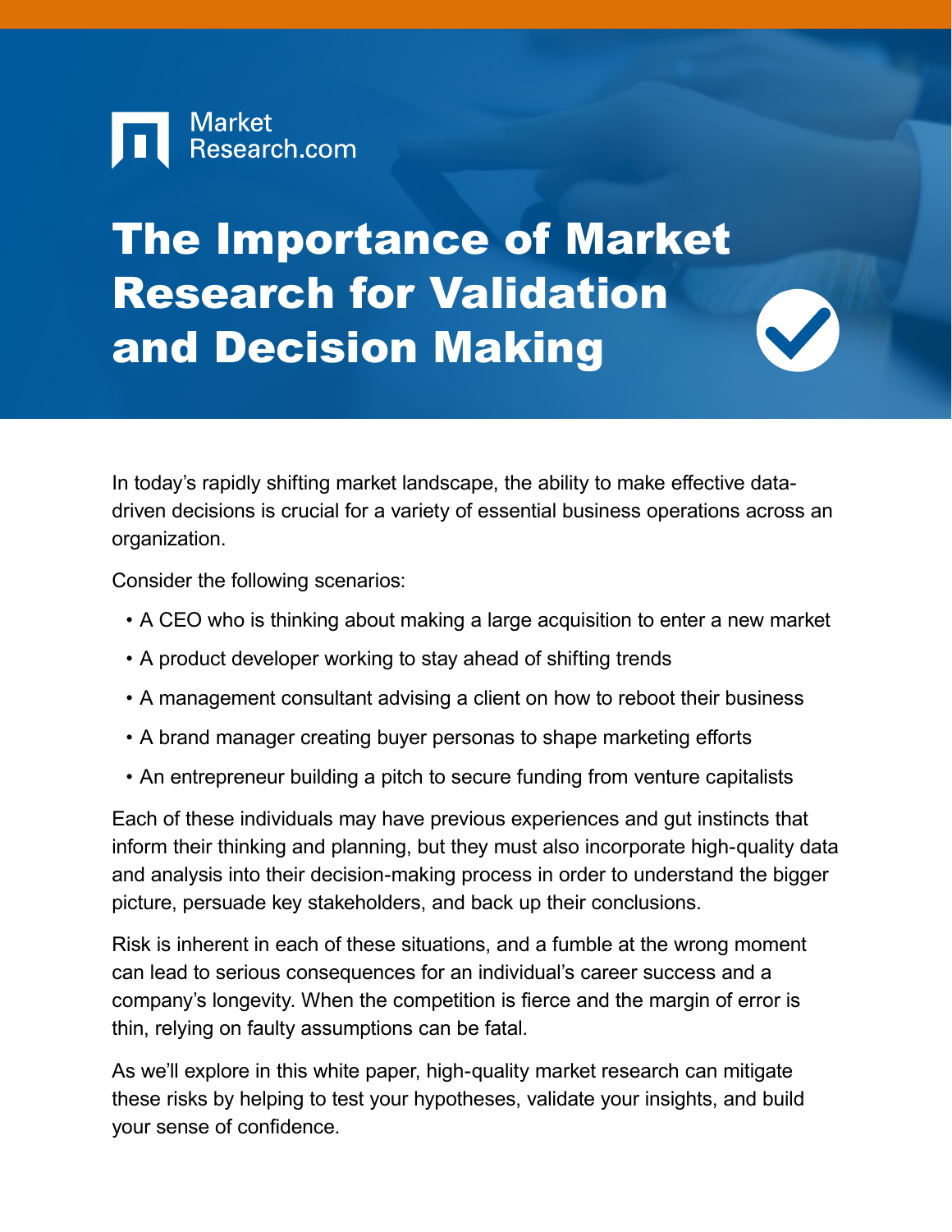Market Research.com

# The Importance of Market Research for Validation and Decision Making

In today's rapidly shifting market landscape, the ability to make effective data-driven decisions is crucial for a variety of essential business operations across an organization.

Consider the following scenarios:

- A CEO who is thinking about making a large acquisition to enter a new market
- A product developer working to stay ahead of shifting trends
- A management consultant advising a client on how to reboot their business
- A brand manager creating buyer personas to shape marketing efforts
- An entrepreneur building a pitch to secure funding from venture capitalists

Each of these individuals may have previous experiences and gut instincts that inform their thinking and planning, but they must also incorporate high-quality data and analysis into their decision-making process in order to understand the bigger picture, persuade key stakeholders, and back up their conclusions.

Risk is inherent in each of these situations, and a fumble at the wrong moment can lead to serious consequences for an individual's career success and a company's longevity. When the competition is fierce and the margin of error is thin, relying on faulty assumptions can be fatal.

As we'll explore in this white paper, high-quality market research can mitigate these risks by helping to test your hypotheses, validate your insights, and build your sense of confidence.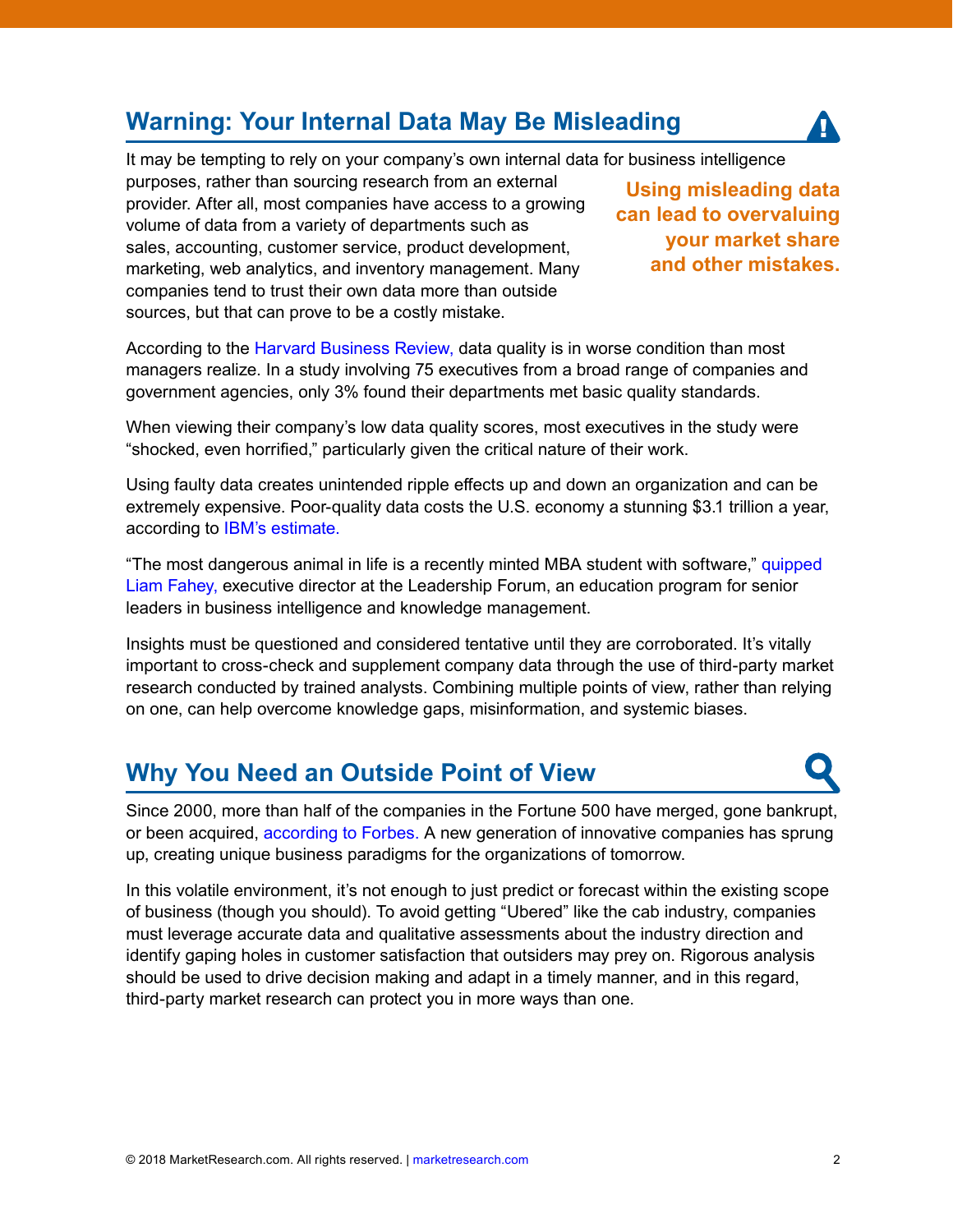## Warning: Your Internal Data May Be Misleading

It may be tempting to rely on your company's own internal data for business intelligence purposes, rather than sourcing research from an external provider. After all, most companies have access to a growing volume of data from a variety of departments such as sales, accounting, customer service, product development, marketing, web analytics, and inventory management. Many companies tend to trust their own data more than outside sources, but that can prove to be a costly mistake.

**Using misleading data can lead to overvaluing your market share and other mistakes.**

According to the Harvard Business Review, data quality is in worse condition than most managers realize. In a study involving 75 executives from a broad range of companies and government agencies, only 3% found their departments met basic quality standards.

When viewing their company's low data quality scores, most executives in the study were "shocked, even horrified," particularly given the critical nature of their work.

Using faulty data creates unintended ripple effects up and down an organization and can be extremely expensive. Poor-quality data costs the U.S. economy a stunning $3.1 trillion a year, according to IBM's estimate.

"The most dangerous animal in life is a recently minted MBA student with software," quipped Liam Fahey, executive director at the Leadership Forum, an education program for senior leaders in business intelligence and knowledge management.

Insights must be questioned and considered tentative until they are corroborated. It's vitally important to cross-check and supplement company data through the use of third-party market research conducted by trained analysts. Combining multiple points of view, rather than relying on one, can help overcome knowledge gaps, misinformation, and systemic biases.

## Why You Need an Outside Point of View

Since 2000, more than half of the companies in the Fortune 500 have merged, gone bankrupt, or been acquired, according to Forbes. A new generation of innovative companies has sprung up, creating unique business paradigms for the organizations of tomorrow.

In this volatile environment, it's not enough to just predict or forecast within the existing scope of business (though you should). To avoid getting "Ubered" like the cab industry, companies must leverage accurate data and qualitative assessments about the industry direction and identify gaping holes in customer satisfaction that outsiders may prey on. Rigorous analysis should be used to drive decision making and adapt in a timely manner, and in this regard, third-party market research can protect you in more ways than one.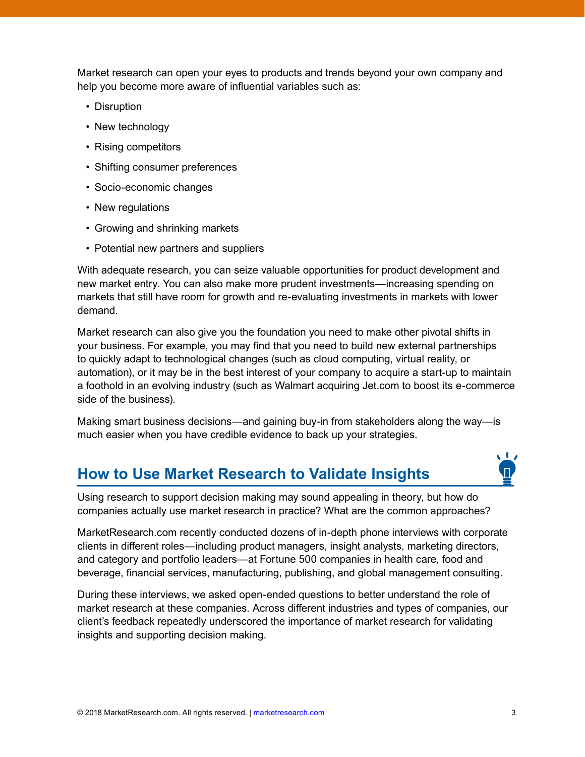Market research can open your eyes to products and trends beyond your own company and help you become more aware of influential variables such as:

- Disruption
- New technology
- Rising competitors
- Shifting consumer preferences
- Socio-economic changes
- New regulations
- Growing and shrinking markets
- Potential new partners and suppliers

With adequate research, you can seize valuable opportunities for product development and new market entry. You can also make more prudent investments—increasing spending on markets that still have room for growth and re-evaluating investments in markets with lower demand.

Market research can also give you the foundation you need to make other pivotal shifts in your business. For example, you may find that you need to build new external partnerships to quickly adapt to technological changes (such as cloud computing, virtual reality, or automation), or it may be in the best interest of your company to acquire a start-up to maintain a foothold in an evolving industry (such as Walmart acquiring Jet.com to boost its e-commerce side of the business).

Making smart business decisions—and gaining buy-in from stakeholders along the way—is much easier when you have credible evidence to back up your strategies.

## How to Use Market Research to Validate Insights

Using research to support decision making may sound appealing in theory, but how do companies actually use market research in practice? What are the common approaches?

MarketResearch.com recently conducted dozens of in-depth phone interviews with corporate clients in different roles—including product managers, insight analysts, marketing directors, and category and portfolio leaders—at Fortune 500 companies in health care, food and beverage, financial services, manufacturing, publishing, and global management consulting.

During these interviews, we asked open-ended questions to better understand the role of market research at these companies. Across different industries and types of companies, our client's feedback repeatedly underscored the importance of market research for validating insights and supporting decision making.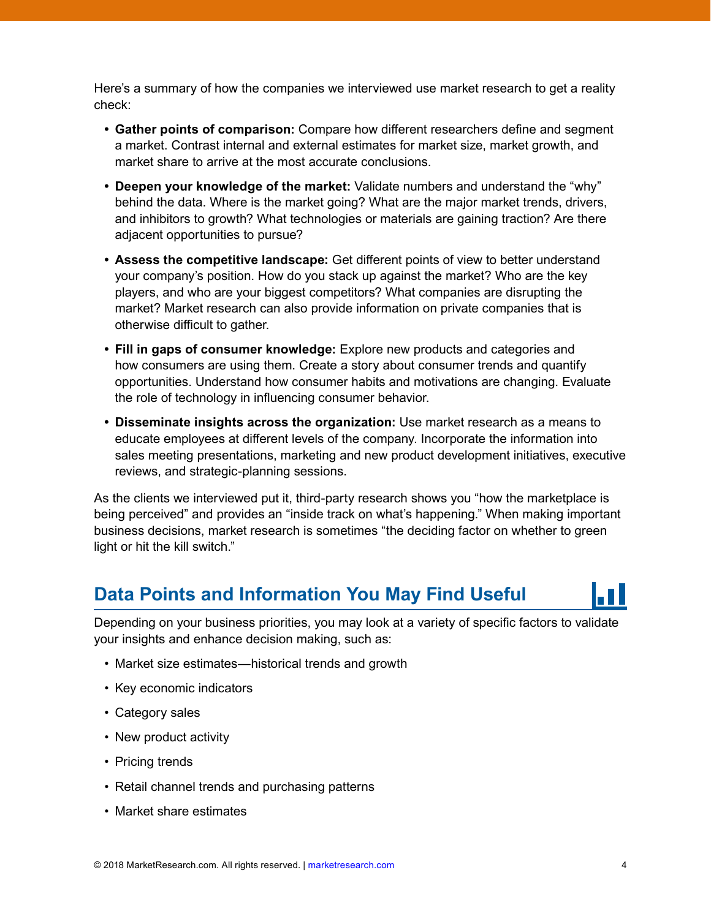Here's a summary of how the companies we interviewed use market research to get a reality check:

- **Gather points of comparison:** Compare how different researchers define and segment a market. Contrast internal and external estimates for market size, market growth, and market share to arrive at the most accurate conclusions.
- **Deepen your knowledge of the market:** Validate numbers and understand the "why" behind the data. Where is the market going? What are the major market trends, drivers, and inhibitors to growth? What technologies or materials are gaining traction? Are there adjacent opportunities to pursue?
- **Assess the competitive landscape:** Get different points of view to better understand your company's position. How do you stack up against the market? Who are the key players, and who are your biggest competitors? What companies are disrupting the market? Market research can also provide information on private companies that is otherwise difficult to gather.
- **Fill in gaps of consumer knowledge:** Explore new products and categories and how consumers are using them. Create a story about consumer trends and quantify opportunities. Understand how consumer habits and motivations are changing. Evaluate the role of technology in influencing consumer behavior.
- **Disseminate insights across the organization:** Use market research as a means to educate employees at different levels of the company. Incorporate the information into sales meeting presentations, marketing and new product development initiatives, executive reviews, and strategic-planning sessions.

As the clients we interviewed put it, third-party research shows you "how the marketplace is being perceived" and provides an "inside track on what's happening." When making important business decisions, market research is sometimes "the deciding factor on whether to green light or hit the kill switch."

## Data Points and Information You May Find Useful

Depending on your business priorities, you may look at a variety of specific factors to validate your insights and enhance decision making, such as:

- Market size estimates—historical trends and growth
- Key economic indicators
- Category sales
- New product activity
- Pricing trends
- Retail channel trends and purchasing patterns
- Market share estimates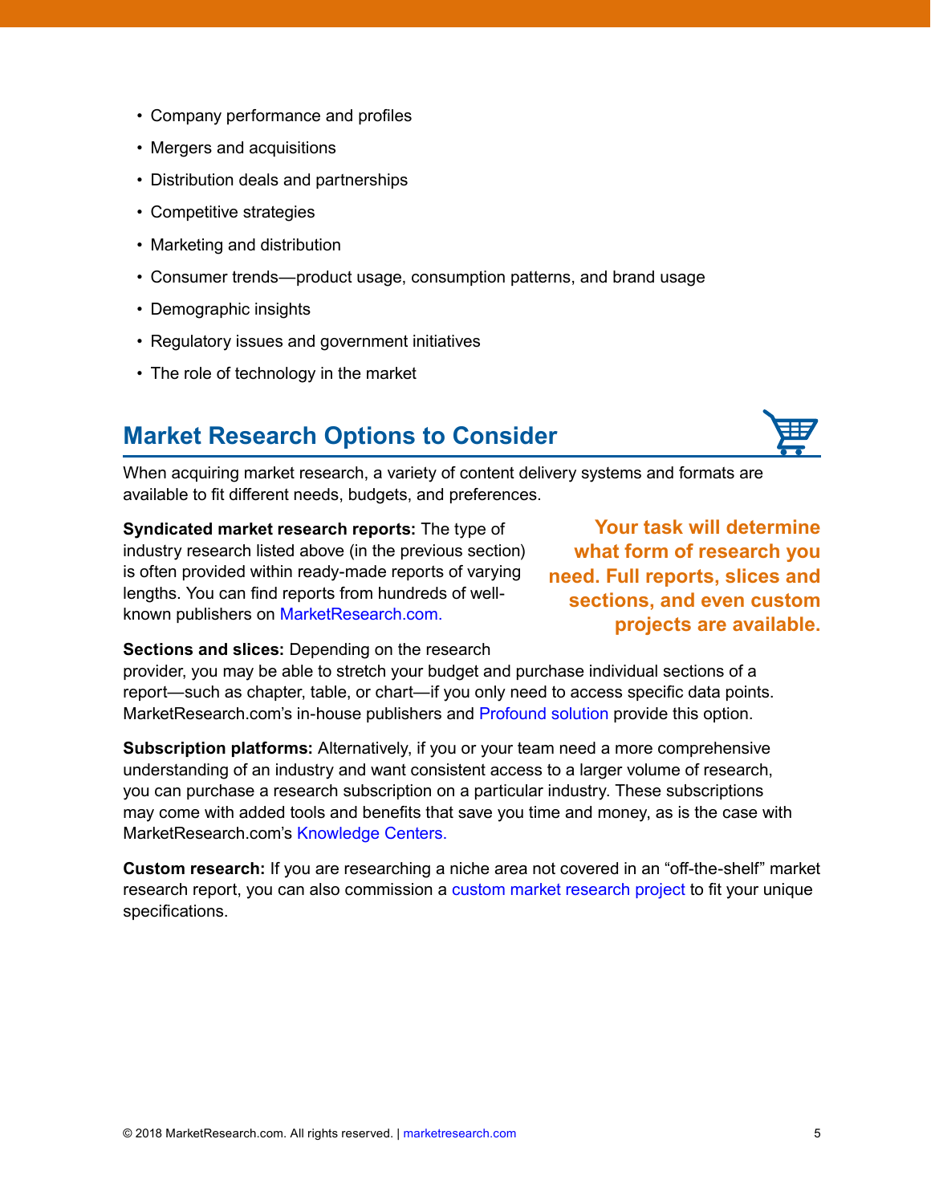- Company performance and profiles
- Mergers and acquisitions
- Distribution deals and partnerships
- Competitive strategies
- Marketing and distribution
- Consumer trends—product usage, consumption patterns, and brand usage
- Demographic insights
- Regulatory issues and government initiatives
- The role of technology in the market

## Market Research Options to Consider

When acquiring market research, a variety of content delivery systems and formats are available to fit different needs, budgets, and preferences.

**Your task will determine what form of research you need. Full reports, slices and sections, and even custom projects are available.**

**Syndicated market research reports:** The type of industry research listed above (in the previous section) is often provided within ready-made reports of varying lengths. You can find reports from hundreds of well-known publishers on MarketResearch.com.

**Sections and slices:** Depending on the research provider, you may be able to stretch your budget and purchase individual sections of a report—such as chapter, table, or chart—if you only need to access specific data points. MarketResearch.com's in-house publishers and Profound solution provide this option.

**Subscription platforms:** Alternatively, if you or your team need a more comprehensive understanding of an industry and want consistent access to a larger volume of research, you can purchase a research subscription on a particular industry. These subscriptions may come with added tools and benefits that save you time and money, as is the case with MarketResearch.com's Knowledge Centers.

**Custom research:** If you are researching a niche area not covered in an "off-the-shelf" market research report, you can also commission a custom market research project to fit your unique specifications.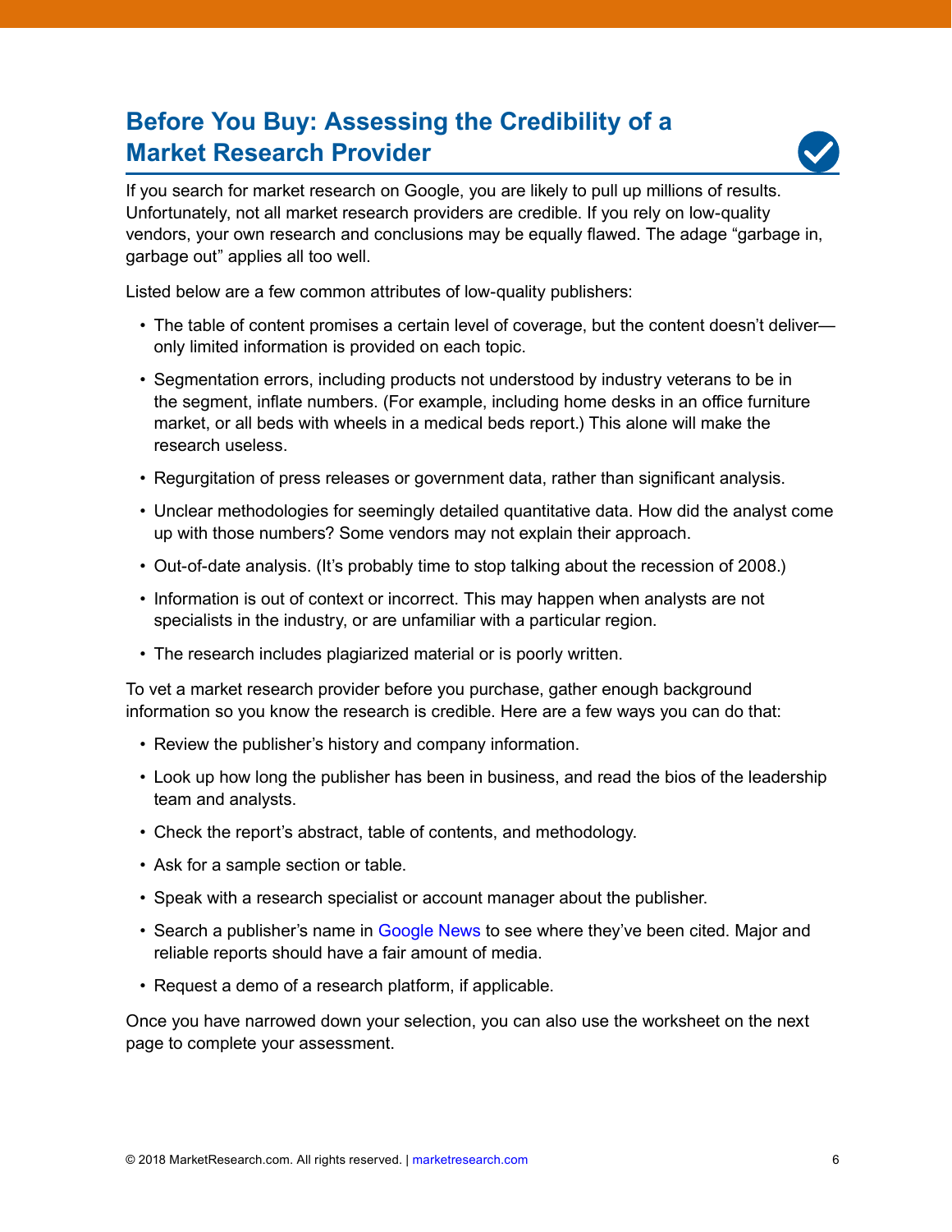# Before You Buy: Assessing the Credibility of a Market Research Provider

If you search for market research on Google, you are likely to pull up millions of results. Unfortunately, not all market research providers are credible. If you rely on low-quality vendors, your own research and conclusions may be equally flawed. The adage “garbage in, garbage out” applies all too well.

Listed below are a few common attributes of low-quality publishers:

- The table of content promises a certain level of coverage, but the content doesn’t deliver—only limited information is provided on each topic.
- Segmentation errors, including products not understood by industry veterans to be in the segment, inflate numbers. (For example, including home desks in an office furniture market, or all beds with wheels in a medical beds report.) This alone will make the research useless.
- Regurgitation of press releases or government data, rather than significant analysis.
- Unclear methodologies for seemingly detailed quantitative data. How did the analyst come up with those numbers? Some vendors may not explain their approach.
- Out-of-date analysis. (It’s probably time to stop talking about the recession of 2008.)
- Information is out of context or incorrect. This may happen when analysts are not specialists in the industry, or are unfamiliar with a particular region.
- The research includes plagiarized material or is poorly written.

To vet a market research provider before you purchase, gather enough background information so you know the research is credible. Here are a few ways you can do that:

- Review the publisher’s history and company information.
- Look up how long the publisher has been in business, and read the bios of the leadership team and analysts.
- Check the report’s abstract, table of contents, and methodology.
- Ask for a sample section or table.
- Speak with a research specialist or account manager about the publisher.
- Search a publisher’s name in Google News to see where they’ve been cited. Major and reliable reports should have a fair amount of media.
- Request a demo of a research platform, if applicable.

Once you have narrowed down your selection, you can also use the worksheet on the next page to complete your assessment.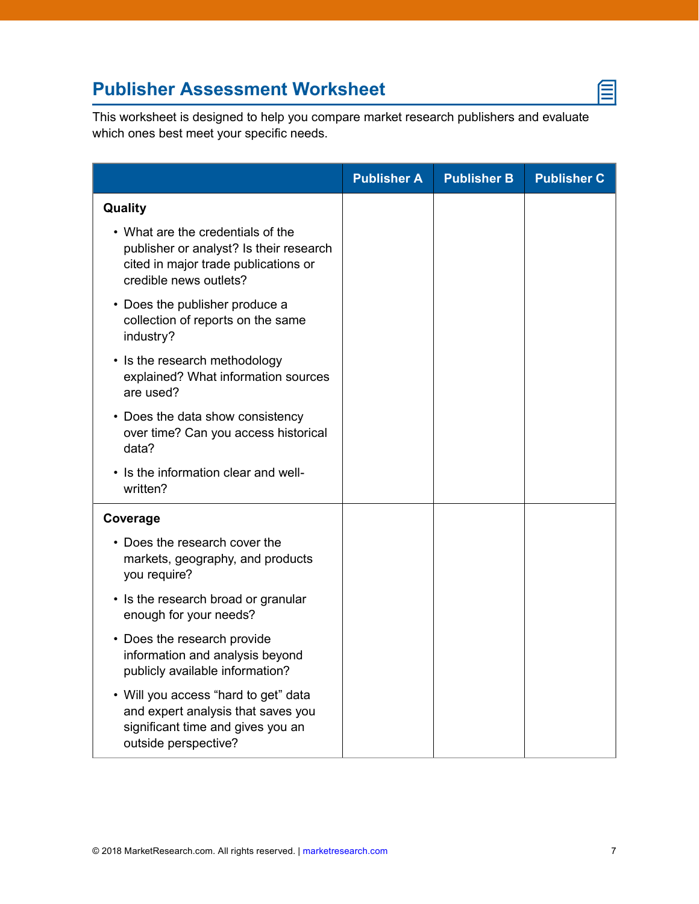## Publisher Assessment Worksheet

This worksheet is designed to help you compare market research publishers and evaluate which ones best meet your specific needs.

| | Publisher A | Publisher B | Publisher C |
|---|---|---|---|
| **Quality**<br>• What are the credentials of the publisher or analyst? Is their research cited in major trade publications or credible news outlets?<br>• Does the publisher produce a collection of reports on the same industry?<br>• Is the research methodology explained? What information sources are used?<br>• Does the data show consistency over time? Can you access historical data?<br>• Is the information clear and well-written? | | | |
| **Coverage**<br>• Does the research cover the markets, geography, and products you require?<br>• Is the research broad or granular enough for your needs?<br>• Does the research provide information and analysis beyond publicly available information?<br>• Will you access "hard to get" data and expert analysis that saves you significant time and gives you an outside perspective? | | | |

© 2018 MarketResearch.com. All rights reserved. | marketresearch.com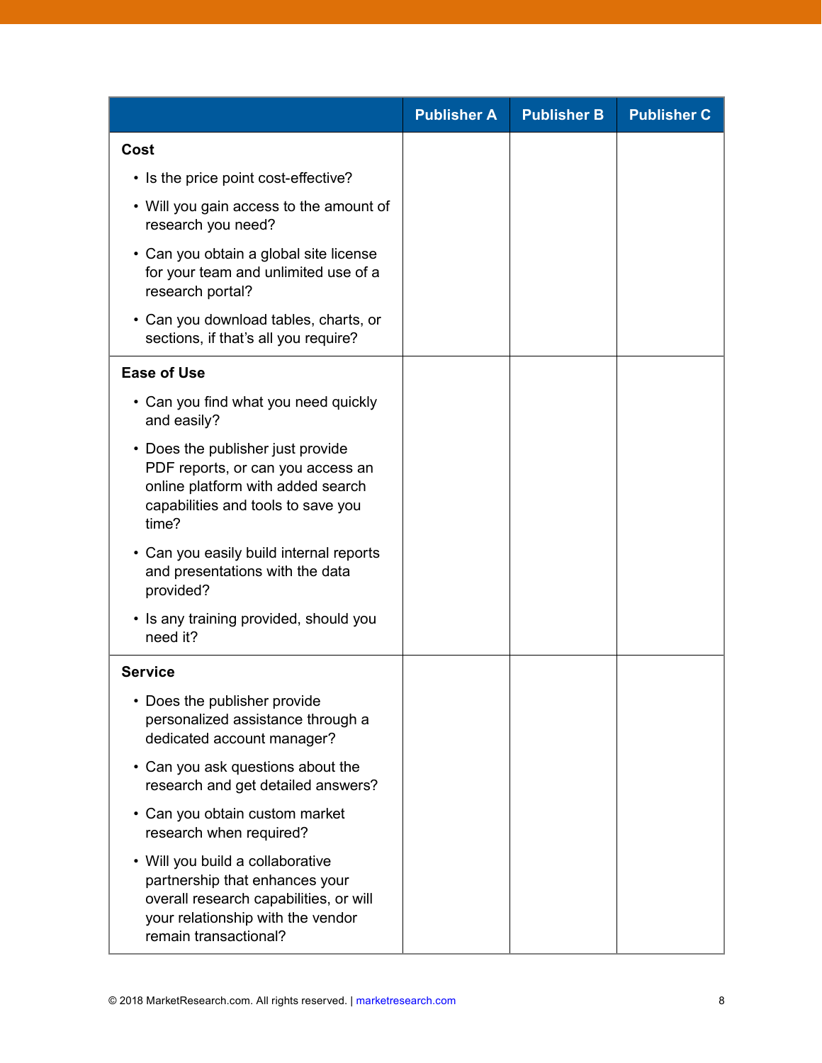| | Publisher A | Publisher B | Publisher C |
|---|---|---|---|
| **Cost**<br>• Is the price point cost-effective?<br>• Will you gain access to the amount of research you need?<br>• Can you obtain a global site license for your team and unlimited use of a research portal?<br>• Can you download tables, charts, or sections, if that's all you require? | | | |
| **Ease of Use**<br>• Can you find what you need quickly and easily?<br>• Does the publisher just provide PDF reports, or can you access an online platform with added search capabilities and tools to save you time?<br>• Can you easily build internal reports and presentations with the data provided?<br>• Is any training provided, should you need it? | | | |
| **Service**<br>• Does the publisher provide personalized assistance through a dedicated account manager?<br>• Can you ask questions about the research and get detailed answers?<br>• Can you obtain custom market research when required?<br>• Will you build a collaborative partnership that enhances your overall research capabilities, or will your relationship with the vendor remain transactional? | | | |

© 2018 MarketResearch.com. All rights reserved. | marketresearch.com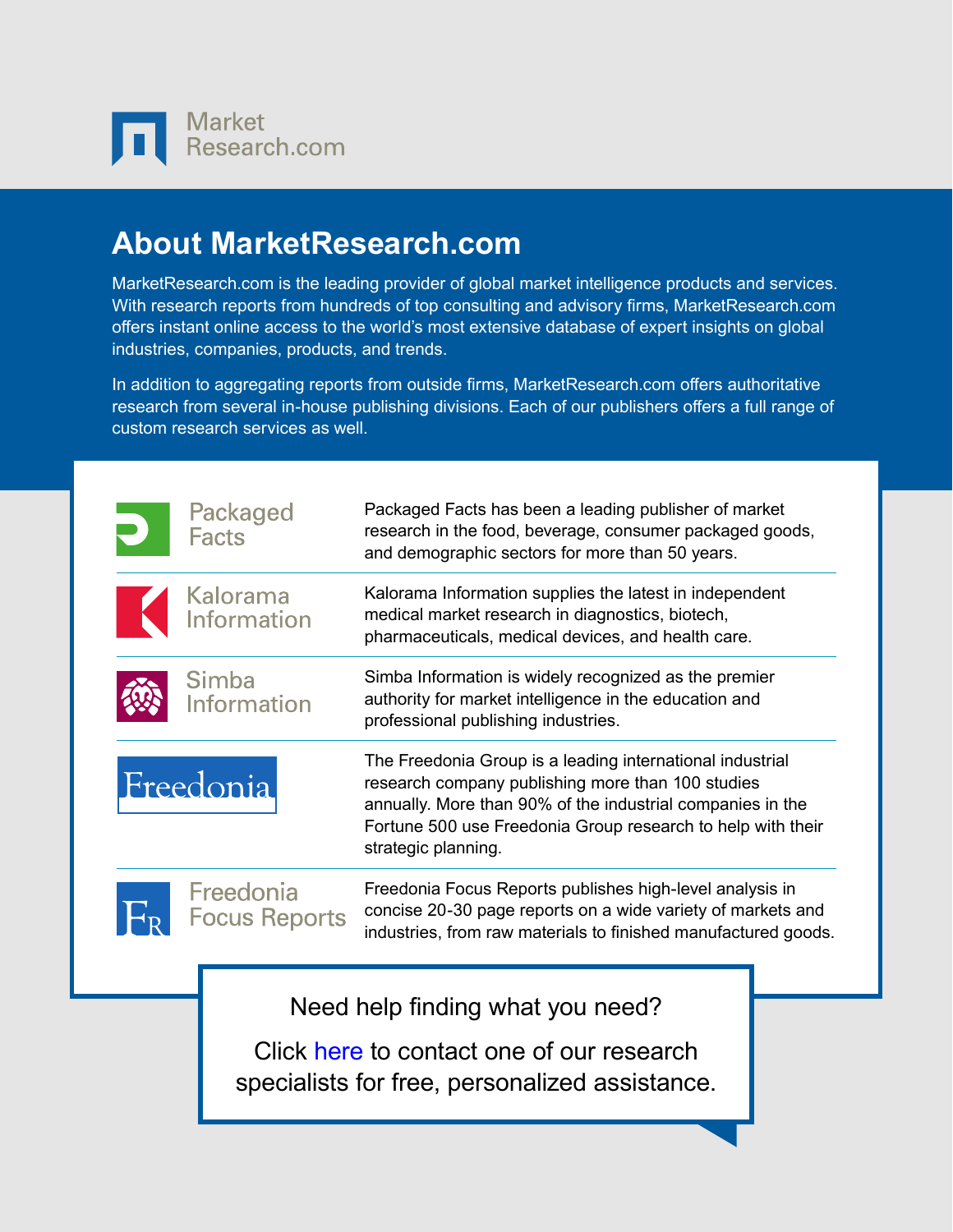Market Research.com

# About MarketResearch.com

MarketResearch.com is the leading provider of global market intelligence products and services. With research reports from hundreds of top consulting and advisory firms, MarketResearch.com offers instant online access to the world's most extensive database of expert insights on global industries, companies, products, and trends.

In addition to aggregating reports from outside firms, MarketResearch.com offers authoritative research from several in-house publishing divisions. Each of our publishers offers a full range of custom research services as well.

| | |
|---|---|
| Packaged Facts | Packaged Facts has been a leading publisher of market research in the food, beverage, consumer packaged goods, and demographic sectors for more than 50 years. |
| Kalorama Information | Kalorama Information supplies the latest in independent medical market research in diagnostics, biotech, pharmaceuticals, medical devices, and health care. |
| Simba Information | Simba Information is widely recognized as the premier authority for market intelligence in the education and professional publishing industries. |
| Freedonia | The Freedonia Group is a leading international industrial research company publishing more than 100 studies annually. More than 90% of the industrial companies in the Fortune 500 use Freedonia Group research to help with their strategic planning. |
| Freedonia Focus Reports | Freedonia Focus Reports publishes high-level analysis in concise 20-30 page reports on a wide variety of markets and industries, from raw materials to finished manufactured goods. |

Need help finding what you need?

Click here to contact one of our research specialists for free, personalized assistance.